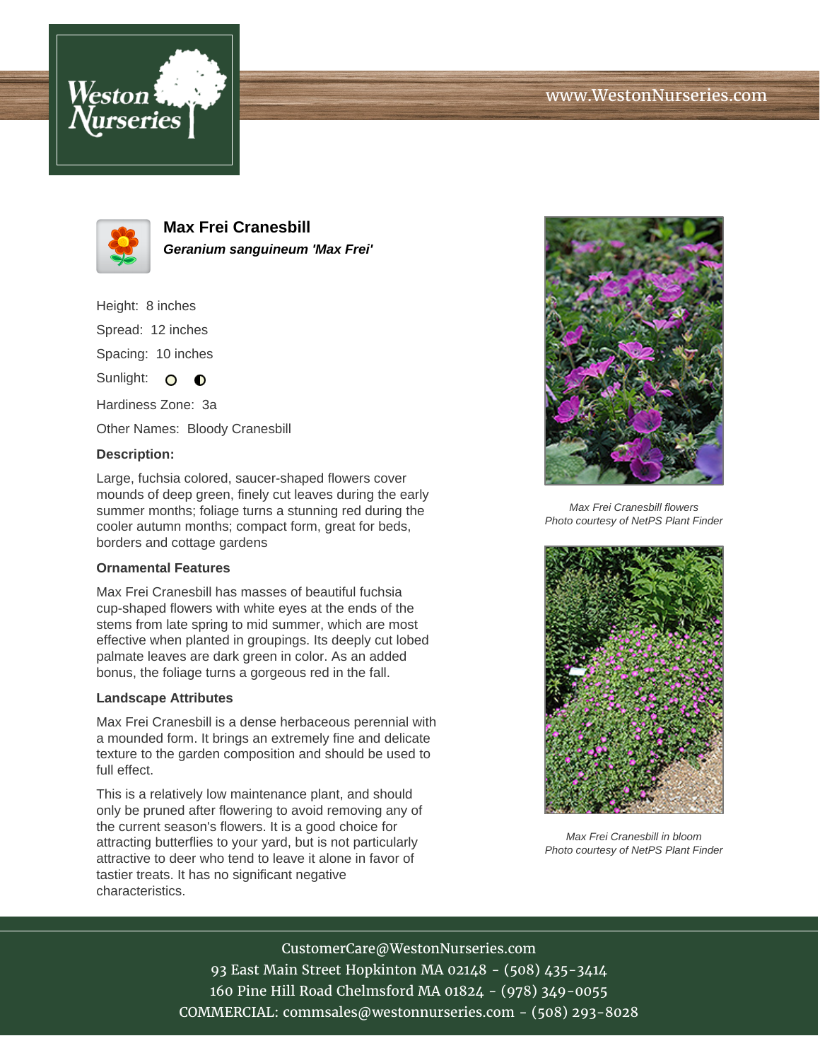www.WestonNurseries.com

# Max Frei Cranesbill

***Geranium sanguineum 'Max Frei'***

Height: 8 inches

Spread: 12 inches

Spacing: 10 inches

Sunlight:

Hardiness Zone: 3a

Other Names: Bloody Cranesbill

**Description:**

Large, fuchsia colored, saucer-shaped flowers cover mounds of deep green, finely cut leaves during the early summer months; foliage turns a stunning red during the cooler autumn months; compact form, great for beds, borders and cottage gardens

### Ornamental Features

Max Frei Cranesbill has masses of beautiful fuchsia cup-shaped flowers with white eyes at the ends of the stems from late spring to mid summer, which are most effective when planted in groupings. Its deeply cut lobed palmate leaves are dark green in color. As an added bonus, the foliage turns a gorgeous red in the fall.

### Landscape Attributes

Max Frei Cranesbill is a dense herbaceous perennial with a mounded form. It brings an extremely fine and delicate texture to the garden composition and should be used to full effect.

This is a relatively low maintenance plant, and should only be pruned after flowering to avoid removing any of the current season's flowers. It is a good choice for attracting butterflies to your yard, but is not particularly attractive to deer who tend to leave it alone in favor of tastier treats. It has no significant negative characteristics.

*Max Frei Cranesbill flowers*
*Photo courtesy of NetPS Plant Finder*

*Max Frei Cranesbill in bloom*
*Photo courtesy of NetPS Plant Finder*

CustomerCare@WestonNurseries.com
93 East Main Street Hopkinton MA 02148 - (508) 435-3414
160 Pine Hill Road Chelmsford MA 01824 - (978) 349-0055
COMMERCIAL: commsales@westonnurseries.com - (508) 293-8028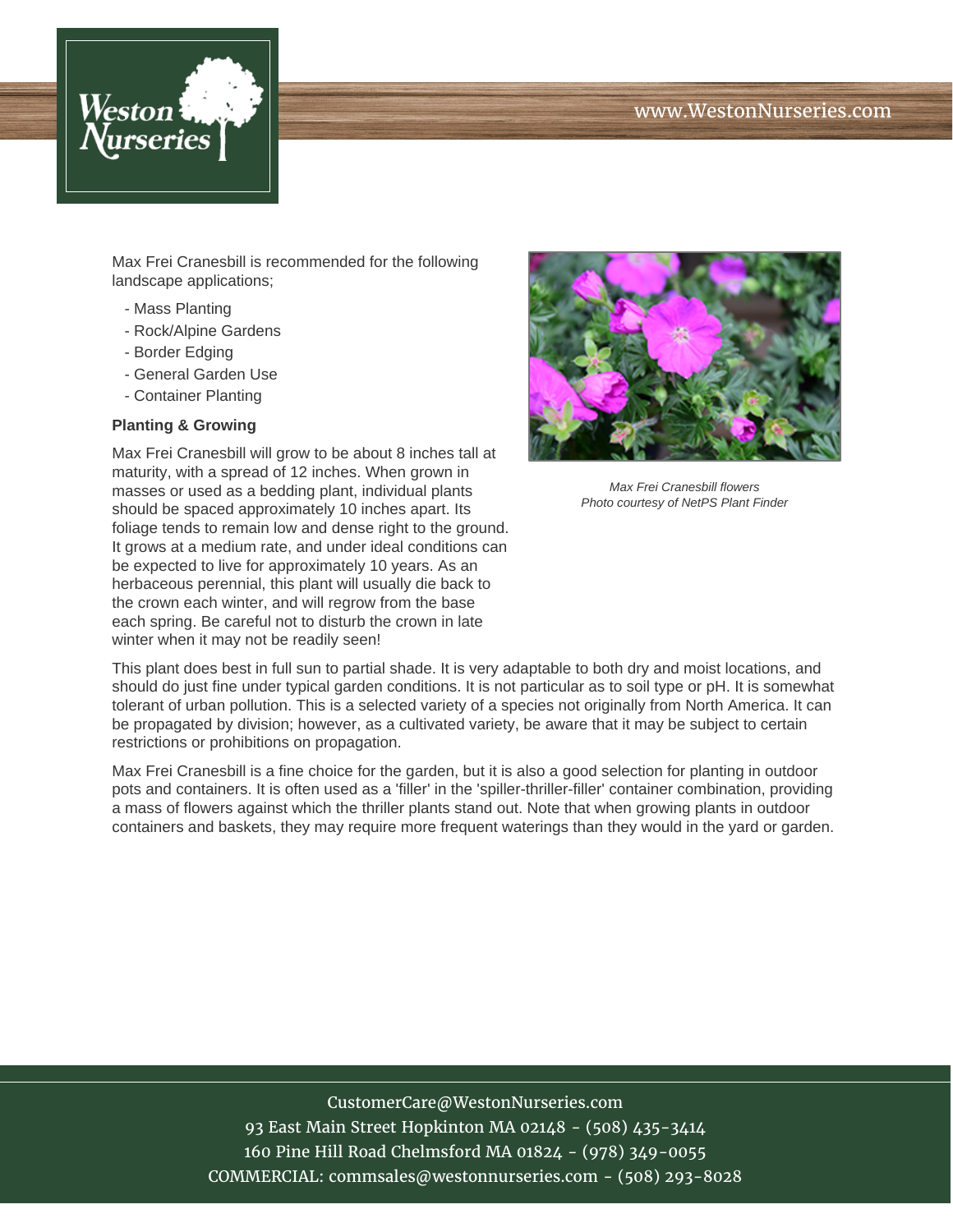Max Frei Cranesbill is recommended for the following landscape applications;

- Mass Planting
- Rock/Alpine Gardens
- Border Edging
- General Garden Use
- Container Planting

*Max Frei Cranesbill flowers*
*Photo courtesy of NetPS Plant Finder*

**Planting & Growing**

Max Frei Cranesbill will grow to be about 8 inches tall at maturity, with a spread of 12 inches. When grown in masses or used as a bedding plant, individual plants should be spaced approximately 10 inches apart. Its foliage tends to remain low and dense right to the ground. It grows at a medium rate, and under ideal conditions can be expected to live for approximately 10 years. As an herbaceous perennial, this plant will usually die back to the crown each winter, and will regrow from the base each spring. Be careful not to disturb the crown in late winter when it may not be readily seen!

This plant does best in full sun to partial shade. It is very adaptable to both dry and moist locations, and should do just fine under typical garden conditions. It is not particular as to soil type or pH. It is somewhat tolerant of urban pollution. This is a selected variety of a species not originally from North America. It can be propagated by division; however, as a cultivated variety, be aware that it may be subject to certain restrictions or prohibitions on propagation.

Max Frei Cranesbill is a fine choice for the garden, but it is also a good selection for planting in outdoor pots and containers. It is often used as a 'filler' in the 'spiller-thriller-filler' container combination, providing a mass of flowers against which the thriller plants stand out. Note that when growing plants in outdoor containers and baskets, they may require more frequent waterings than they would in the yard or garden.